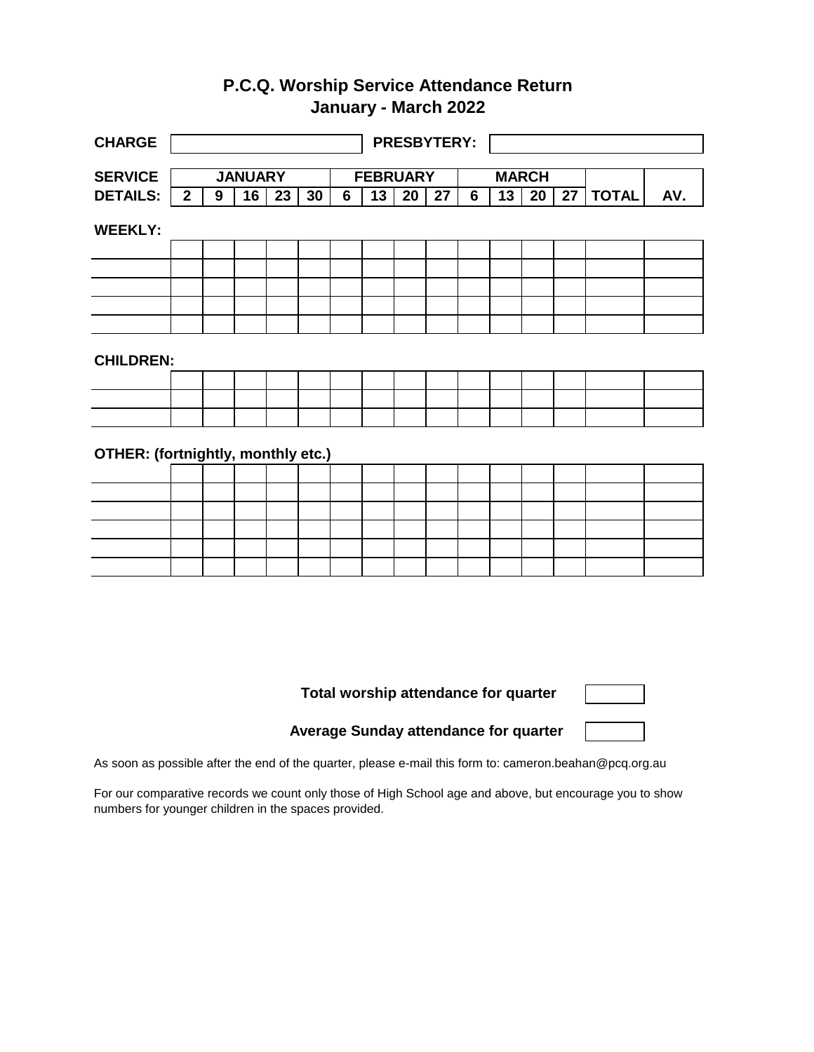# P.C.Q. Worship Service Attendance Return
## January - March 2022

**CHARGE** | | **PRESBYTERY:** |
---|---|---|---

| SERVICE DETAILS: | JANUARY | | | | | FEBRUARY | | | | MARCH | | | | TOTAL | AV. |
|---|---|---|---|---|---|---|---|---|---|---|---|---|---|---|---|
| | 2 | 9 | 16 | 23 | 30 | 6 | 13 | 20 | 27 | 6 | 13 | 20 | 27 | | |
| **WEEKLY:** | | | | | | | | | | | | | | | |
| | | | | | | | | | | | | | | | |
| | | | | | | | | | | | | | | | |
| | | | | | | | | | | | | | | | |
| | | | | | | | | | | | | | | | |
| | | | | | | | | | | | | | | | |
| **CHILDREN:** | | | | | | | | | | | | | | | |
| | | | | | | | | | | | | | | | |
| | | | | | | | | | | | | | | | |
| | | | | | | | | | | | | | | | |
| **OTHER: (fortnightly, monthly etc.)** | | | | | | | | | | | | | | | |
| | | | | | | | | | | | | | | | |
| | | | | | | | | | | | | | | | |
| | | | | | | | | | | | | | | | |
| | | | | | | | | | | | | | | | |
| | | | | | | | | | | | | | | | |
| | | | | | | | | | | | | | | | |

**Total worship attendance for quarter**

**Average Sunday attendance for quarter**

As soon as possible after the end of the quarter, please e-mail this form to: cameron.beahan@pcq.org.au

For our comparative records we count only those of High School age and above, but encourage you to show numbers for younger children in the spaces provided.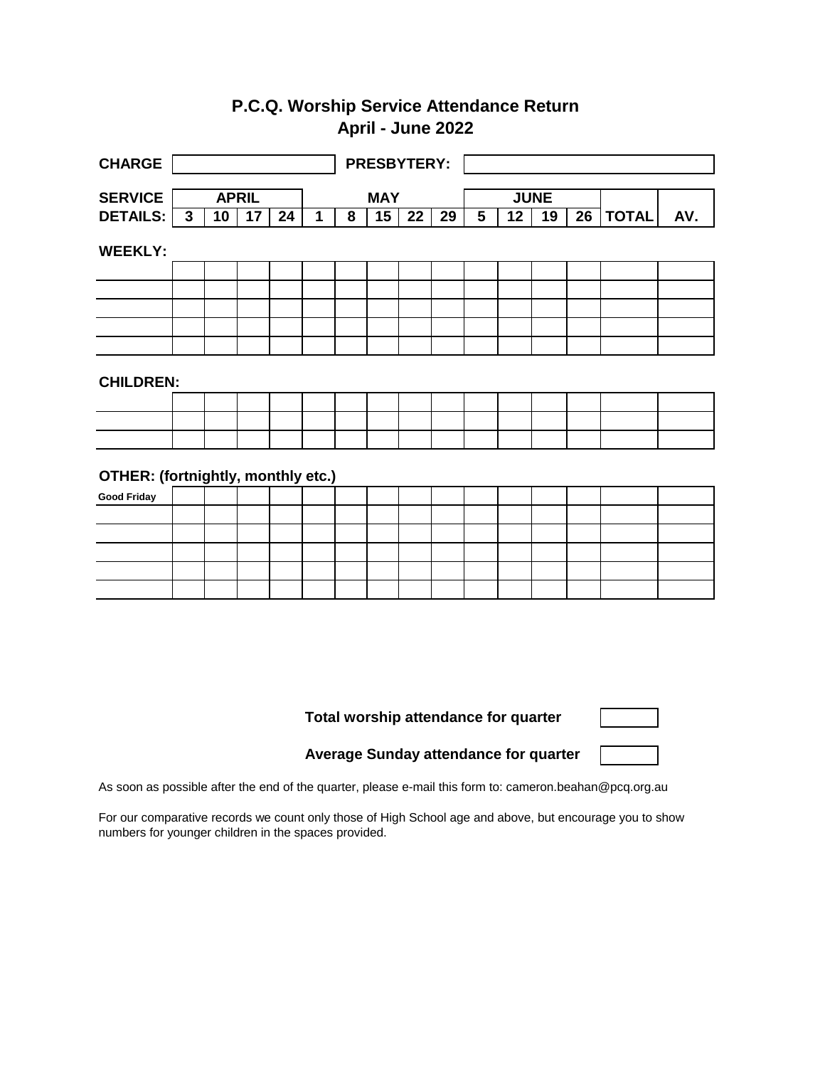# P.C.Q. Worship Service Attendance Return
## April - June 2022

**CHARGE** ______ **PRESBYTERY:** ______

| SERVICE DETAILS: | APRIL 3 | 10 | 17 | 24 | MAY 1 | 8 | 15 | 22 | 29 | JUNE 5 | 12 | 19 | 26 | TOTAL | AV. |
|---|---|---|---|---|---|---|---|---|---|---|---|---|---|---|---|
| **WEEKLY:** | | | | | | | | | | | | | | | |
| | | | | | | | | | | | | | | | |
| | | | | | | | | | | | | | | | |
| | | | | | | | | | | | | | | | |
| | | | | | | | | | | | | | | | |
| | | | | | | | | | | | | | | | |
| **CHILDREN:** | | | | | | | | | | | | | | | |
| | | | | | | | | | | | | | | | |
| | | | | | | | | | | | | | | | |
| | | | | | | | | | | | | | | | |
| **OTHER: (fortnightly, monthly etc.)** | | | | | | | | | | | | | | | |
| Good Friday | | | | | | | | | | | | | | | |
| | | | | | | | | | | | | | | | |
| | | | | | | | | | | | | | | | |
| | | | | | | | | | | | | | | | |
| | | | | | | | | | | | | | | | |
| | | | | | | | | | | | | | | | |

**Total worship attendance for quarter** ______

**Average Sunday attendance for quarter** ______

As soon as possible after the end of the quarter, please e-mail this form to: cameron.beahan@pcq.org.au

For our comparative records we count only those of High School age and above, but encourage you to show numbers for younger children in the spaces provided.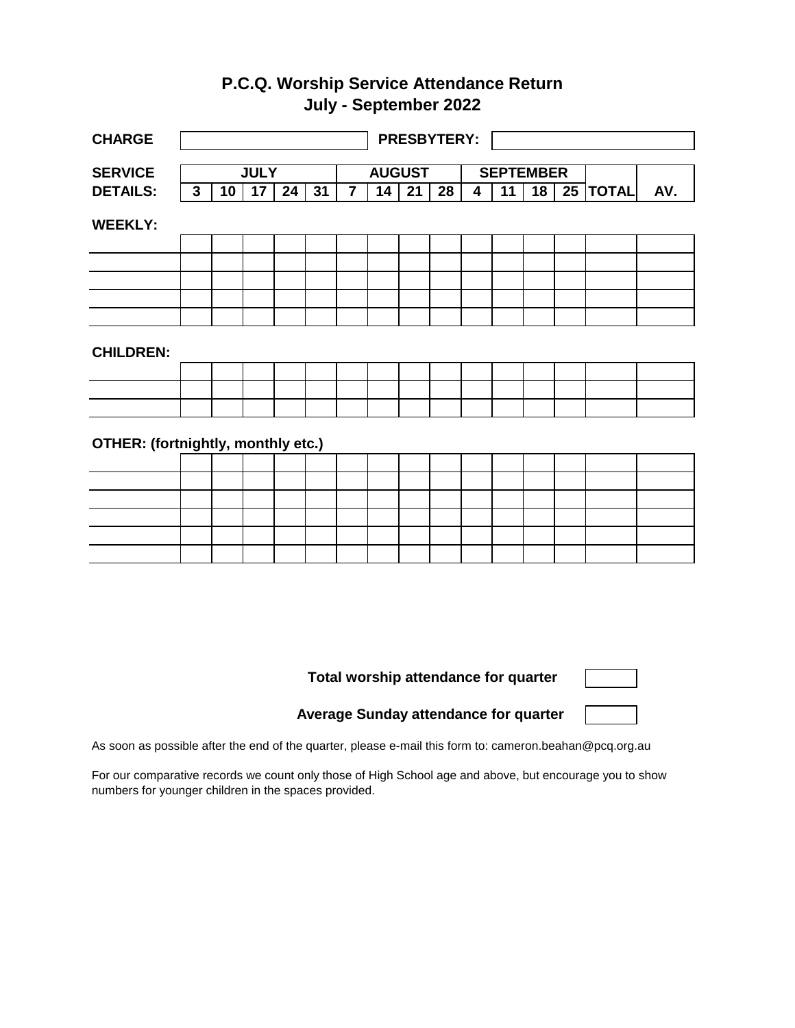# P.C.Q. Worship Service Attendance Return
## July - September 2022

**CHARGE** | | **PRESBYTERY:** |

| SERVICE DETAILS: | JULY | | | | | AUGUST | | | | SEPTEMBER | | | | | |
|---|---|---|---|---|---|---|---|---|---|---|---|---|---|---|---|
| | 3 | 10 | 17 | 24 | 31 | 7 | 14 | 21 | 28 | 4 | 11 | 18 | 25 | TOTAL | AV. |
| **WEEKLY:** | | | | | | | | | | | | | | | |
| | | | | | | | | | | | | | | | |
| | | | | | | | | | | | | | | | |
| | | | | | | | | | | | | | | | |
| | | | | | | | | | | | | | | | |
| | | | | | | | | | | | | | | | |
| **CHILDREN:** | | | | | | | | | | | | | | | |
| | | | | | | | | | | | | | | | |
| | | | | | | | | | | | | | | | |
| | | | | | | | | | | | | | | | |
| **OTHER: (fortnightly, monthly etc.)** | | | | | | | | | | | | | | | |
| | | | | | | | | | | | | | | | |
| | | | | | | | | | | | | | | | |
| | | | | | | | | | | | | | | | |
| | | | | | | | | | | | | | | | |
| | | | | | | | | | | | | | | | |
| | | | | | | | | | | | | | | | |

**Total worship attendance for quarter** [ ]

**Average Sunday attendance for quarter** [ ]

As soon as possible after the end of the quarter, please e-mail this form to: cameron.beahan@pcq.org.au

For our comparative records we count only those of High School age and above, but encourage you to show numbers for younger children in the spaces provided.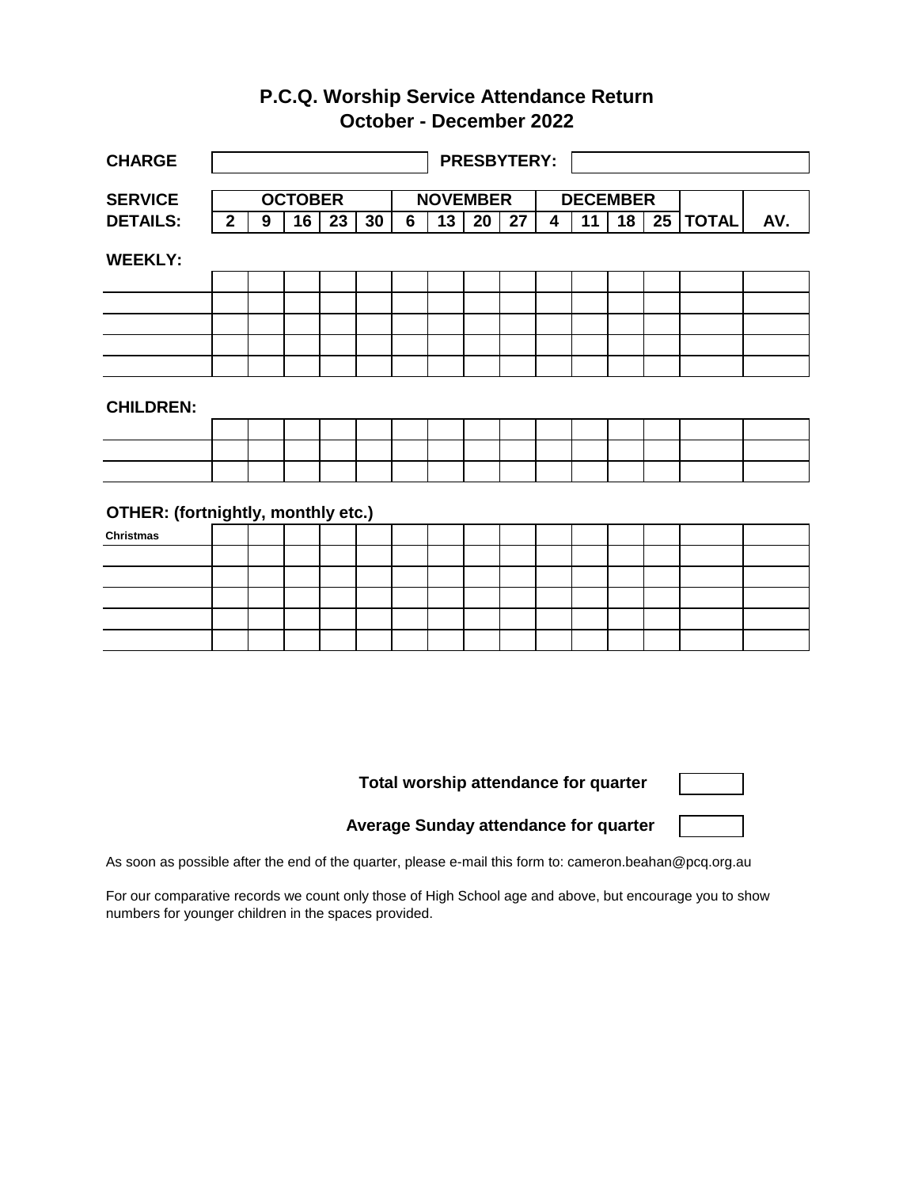# P.C.Q. Worship Service Attendance Return
## October - December 2022

**CHARGE** | | **PRESBYTERY:** | |

| SERVICE DETAILS: | OCTOBER | | | | | NOVEMBER | | | | DECEMBER | | | | TOTAL | AV. |
|---|---|---|---|---|---|---|---|---|---|---|---|---|---|---|---|
| | 2 | 9 | 16 | 23 | 30 | 6 | 13 | 20 | 27 | 4 | 11 | 18 | 25 | | |
| **WEEKLY:** | | | | | | | | | | | | | | | |
| | | | | | | | | | | | | | | | |
| | | | | | | | | | | | | | | | |
| | | | | | | | | | | | | | | | |
| | | | | | | | | | | | | | | | |
| | | | | | | | | | | | | | | | |
| **CHILDREN:** | | | | | | | | | | | | | | | |
| | | | | | | | | | | | | | | | |
| | | | | | | | | | | | | | | | |
| | | | | | | | | | | | | | | | |
| **OTHER: (fortnightly, monthly etc.)** | | | | | | | | | | | | | | | |
| **Christmas** | | | | | | | | | | | | | | | |
| | | | | | | | | | | | | | | | |
| | | | | | | | | | | | | | | | |
| | | | | | | | | | | | | | | | |
| | | | | | | | | | | | | | | | |
| | | | | | | | | | | | | | | | |

**Total worship attendance for quarter** [ ]

**Average Sunday attendance for quarter** [ ]

As soon as possible after the end of the quarter, please e-mail this form to: cameron.beahan@pcq.org.au

For our comparative records we count only those of High School age and above, but encourage you to show numbers for younger children in the spaces provided.